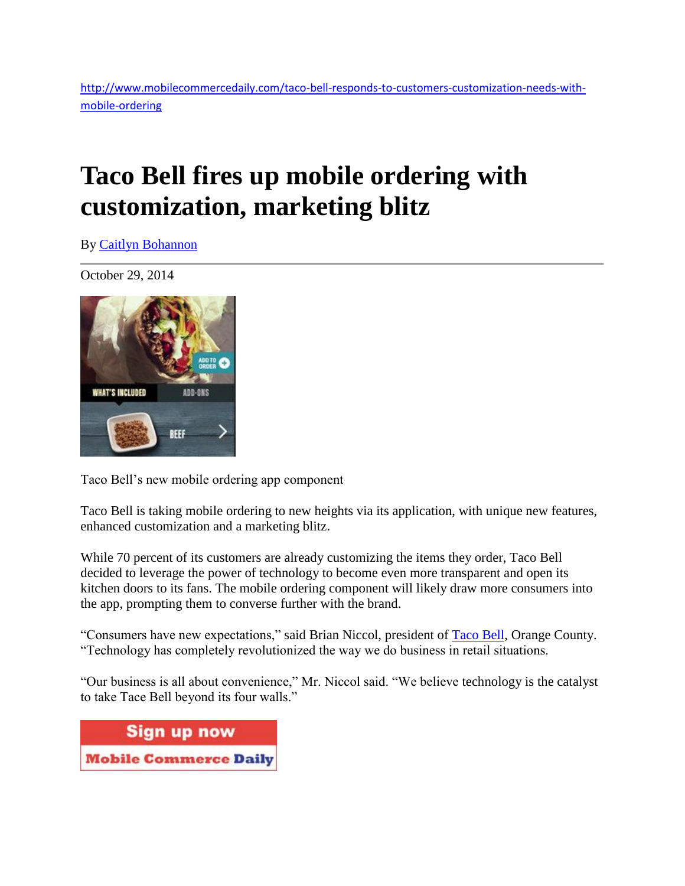http://www.mobilecommercedaily.com/taco-bell-responds-to-customers-customization-needs-with-mobile-ordering

# Taco Bell fires up mobile ordering with customization, marketing blitz

By Caitlyn Bohannon

October 29, 2014

Taco Bell's new mobile ordering app component

Taco Bell is taking mobile ordering to new heights via its application, with unique new features, enhanced customization and a marketing blitz.

While 70 percent of its customers are already customizing the items they order, Taco Bell decided to leverage the power of technology to become even more transparent and open its kitchen doors to its fans. The mobile ordering component will likely draw more consumers into the app, prompting them to converse further with the brand.

"Consumers have new expectations," said Brian Niccol, president of Taco Bell, Orange County. "Technology has completely revolutionized the way we do business in retail situations.

"Our business is all about convenience," Mr. Niccol said. "We believe technology is the catalyst to take Tace Bell beyond its four walls."

Sign up now
Mobile Commerce Daily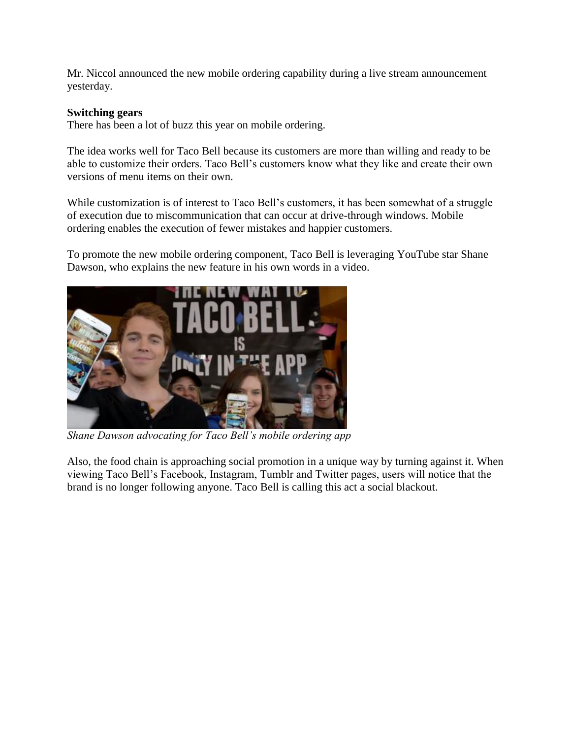Mr. Niccol announced the new mobile ordering capability during a live stream announcement yesterday.

**Switching gears**

There has been a lot of buzz this year on mobile ordering.

The idea works well for Taco Bell because its customers are more than willing and ready to be able to customize their orders. Taco Bell's customers know what they like and create their own versions of menu items on their own.

While customization is of interest to Taco Bell's customers, it has been somewhat of a struggle of execution due to miscommunication that can occur at drive-through windows. Mobile ordering enables the execution of fewer mistakes and happier customers.

To promote the new mobile ordering component, Taco Bell is leveraging YouTube star Shane Dawson, who explains the new feature in his own words in a video.

*Shane Dawson advocating for Taco Bell's mobile ordering app*

Also, the food chain is approaching social promotion in a unique way by turning against it. When viewing Taco Bell's Facebook, Instagram, Tumblr and Twitter pages, users will notice that the brand is no longer following anyone. Taco Bell is calling this act a social blackout.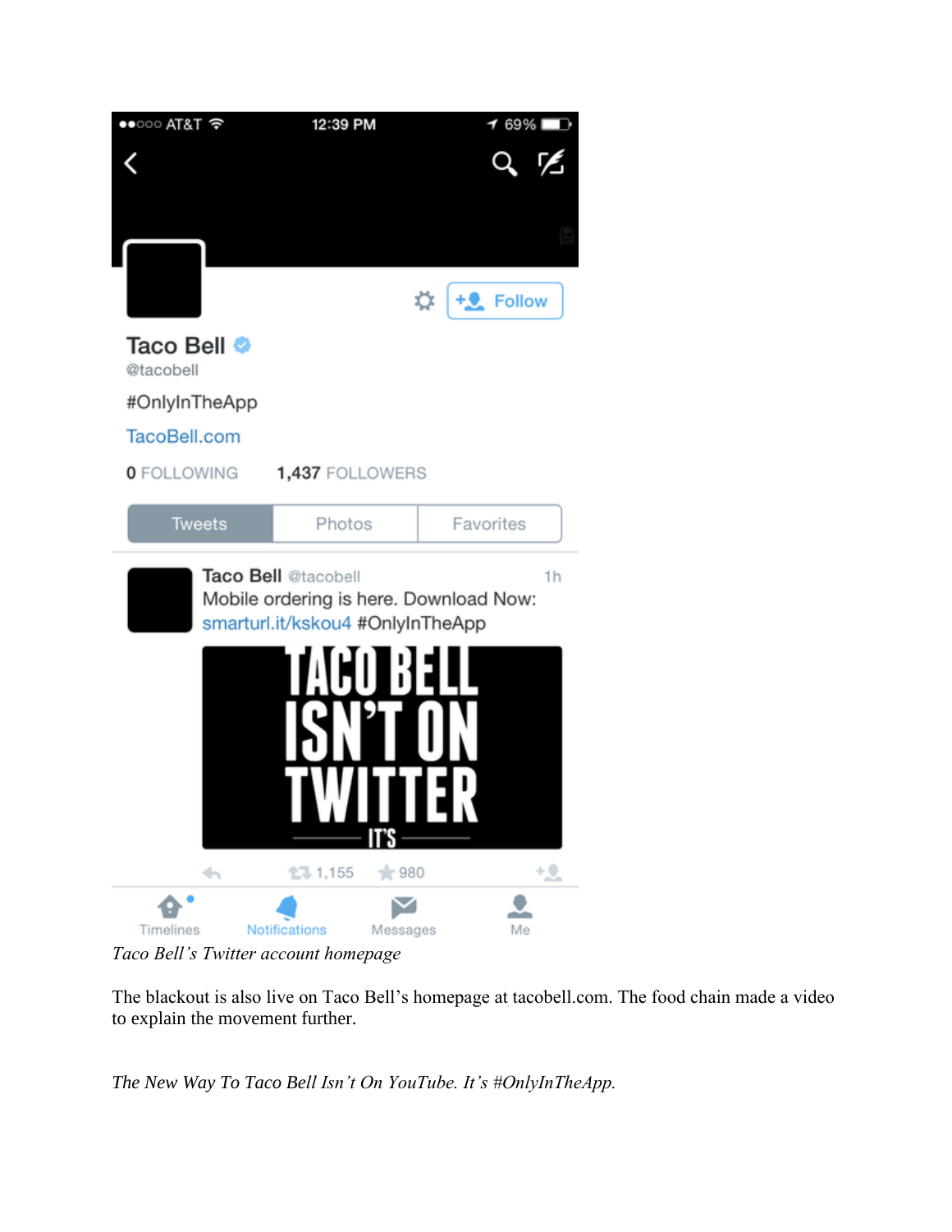*Taco Bell's Twitter account homepage*

The blackout is also live on Taco Bell's homepage at tacobell.com. The food chain made a video to explain the movement further.

*The New Way To Taco Bell Isn't On YouTube. It's #OnlyInTheApp.*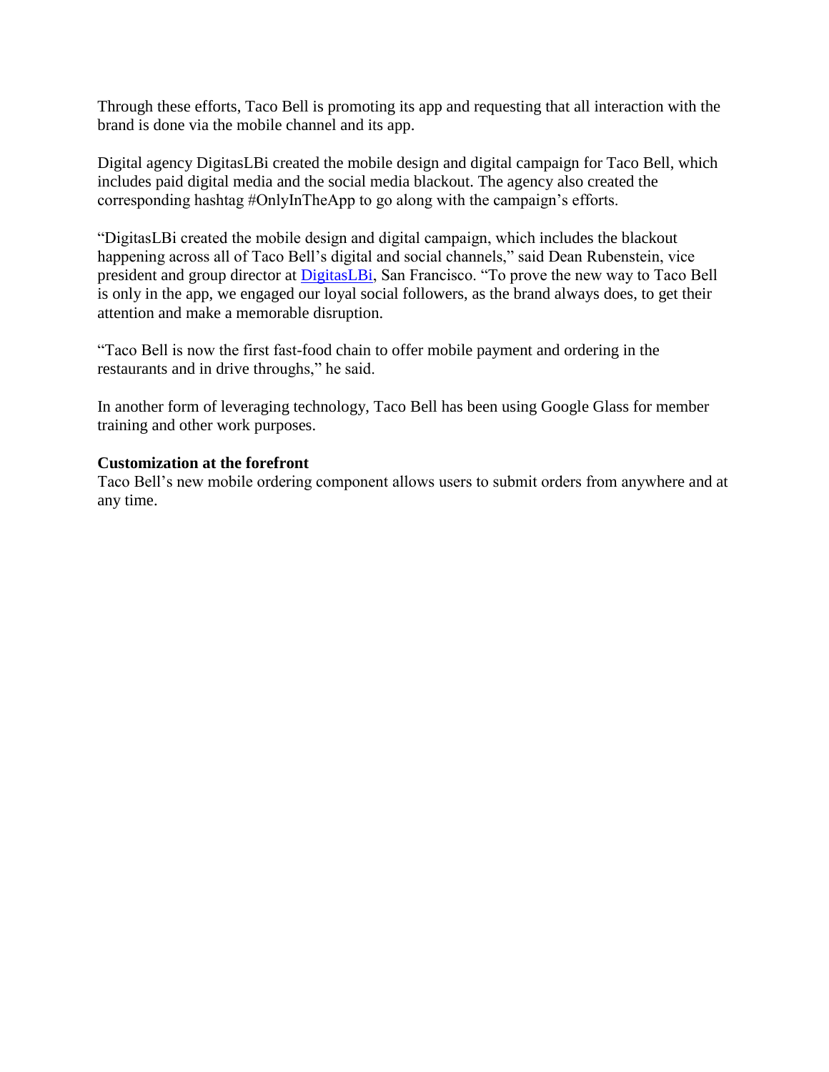Through these efforts, Taco Bell is promoting its app and requesting that all interaction with the brand is done via the mobile channel and its app.

Digital agency DigitasLBi created the mobile design and digital campaign for Taco Bell, which includes paid digital media and the social media blackout. The agency also created the corresponding hashtag #OnlyInTheApp to go along with the campaign's efforts.

"DigitasLBi created the mobile design and digital campaign, which includes the blackout happening across all of Taco Bell's digital and social channels," said Dean Rubenstein, vice president and group director at DigitasLBi, San Francisco. "To prove the new way to Taco Bell is only in the app, we engaged our loyal social followers, as the brand always does, to get their attention and make a memorable disruption.

"Taco Bell is now the first fast-food chain to offer mobile payment and ordering in the restaurants and in drive throughs," he said.

In another form of leveraging technology, Taco Bell has been using Google Glass for member training and other work purposes.

**Customization at the forefront**

Taco Bell's new mobile ordering component allows users to submit orders from anywhere and at any time.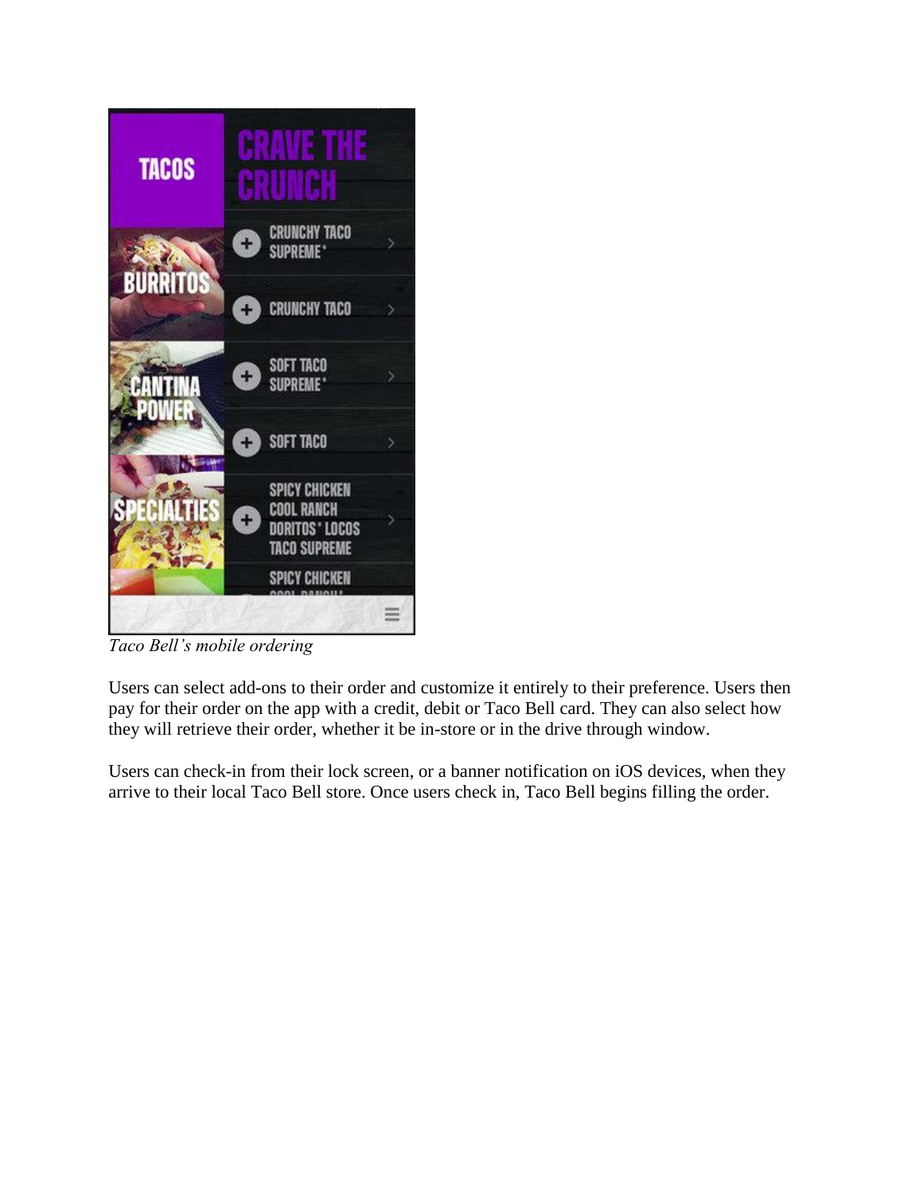*Taco Bell's mobile ordering*

Users can select add-ons to their order and customize it entirely to their preference. Users then pay for their order on the app with a credit, debit or Taco Bell card. They can also select how they will retrieve their order, whether it be in-store or in the drive through window.

Users can check-in from their lock screen, or a banner notification on iOS devices, when they arrive to their local Taco Bell store. Once users check in, Taco Bell begins filling the order.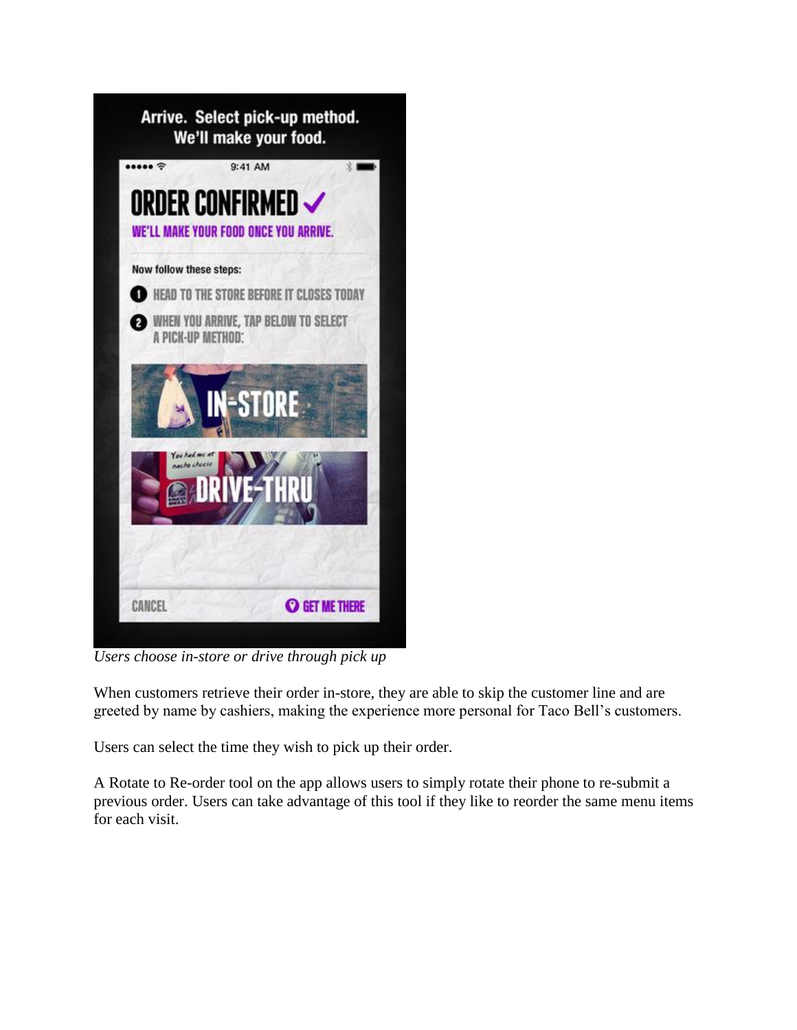*Users choose in-store or drive through pick up*

When customers retrieve their order in-store, they are able to skip the customer line and are greeted by name by cashiers, making the experience more personal for Taco Bell's customers.

Users can select the time they wish to pick up their order.

A Rotate to Re-order tool on the app allows users to simply rotate their phone to re-submit a previous order. Users can take advantage of this tool if they like to reorder the same menu items for each visit.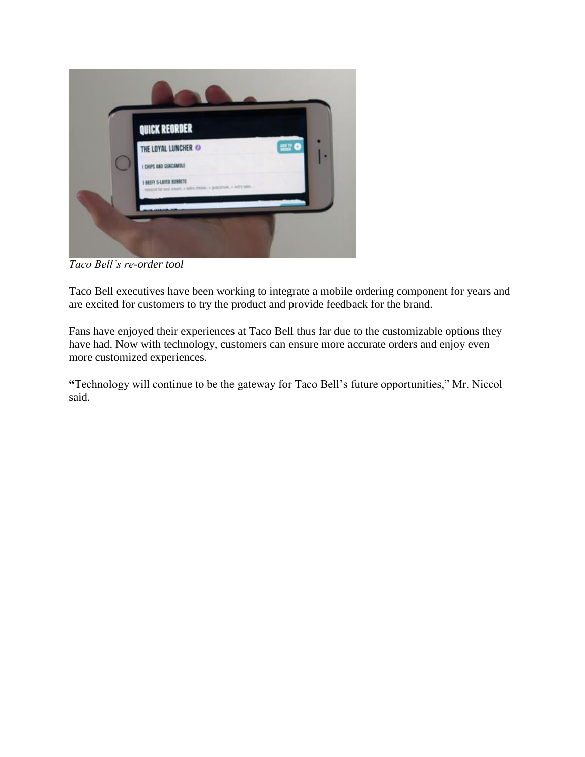*Taco Bell's re-order tool*

Taco Bell executives have been working to integrate a mobile ordering component for years and are excited for customers to try the product and provide feedback for the brand.

Fans have enjoyed their experiences at Taco Bell thus far due to the customizable options they have had. Now with technology, customers can ensure more accurate orders and enjoy even more customized experiences.

"Technology will continue to be the gateway for Taco Bell's future opportunities," Mr. Niccol said.